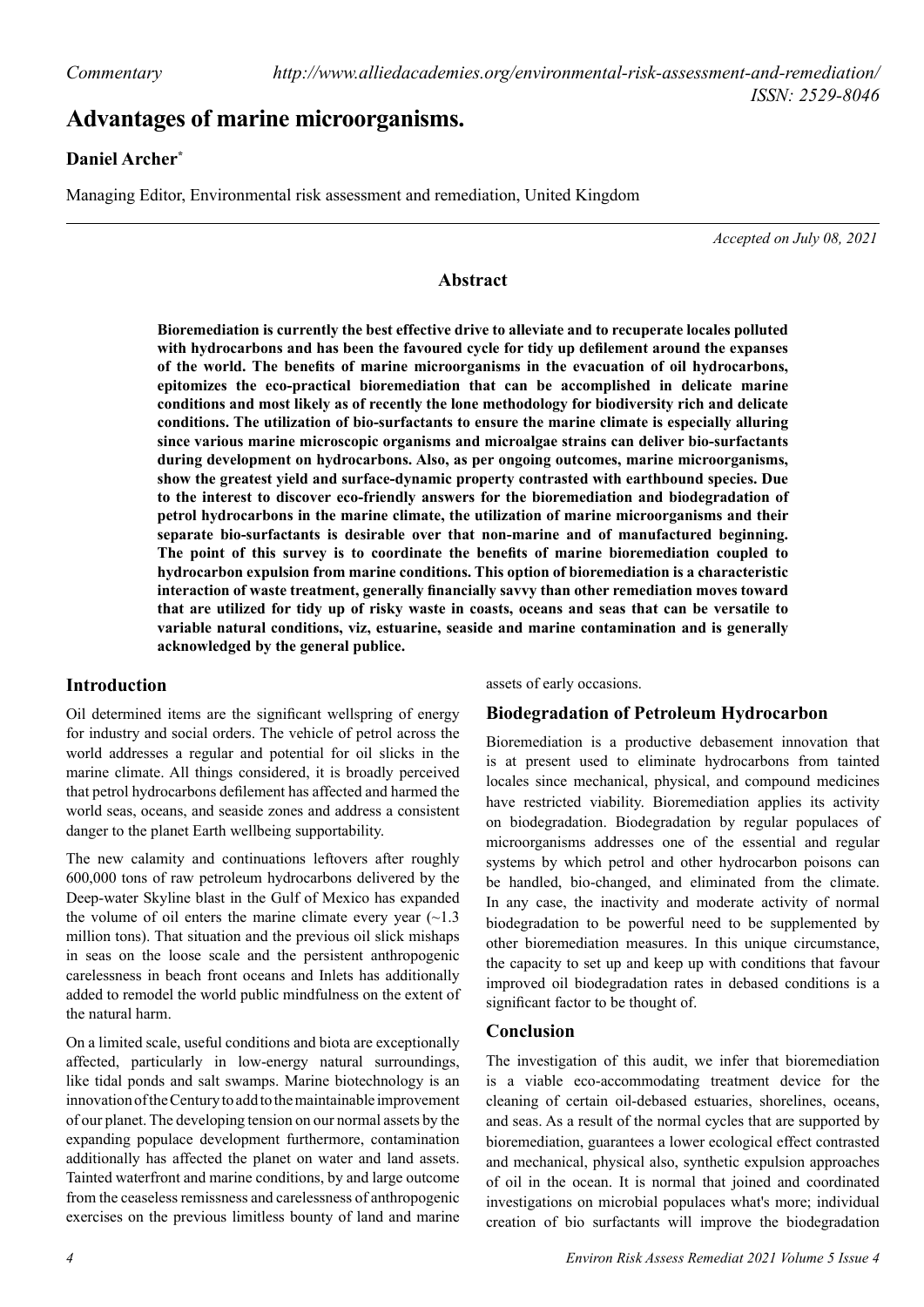*Commentary*

# Advantages of marine microorganisms.

**Daniel Archer***

Managing Editor, Environmental risk assessment and remediation, United Kingdom

*Accepted on July 08, 2021*

## Abstract

**Bioremediation is currently the best effective drive to alleviate and to recuperate locales polluted with hydrocarbons and has been the favoured cycle for tidy up defilement around the expanses of the world. The benefits of marine microorganisms in the evacuation of oil hydrocarbons, epitomizes the eco-practical bioremediation that can be accomplished in delicate marine conditions and most likely as of recently the lone methodology for biodiversity rich and delicate conditions. The utilization of bio-surfactants to ensure the marine climate is especially alluring since various marine microscopic organisms and microalgae strains can deliver bio-surfactants during development on hydrocarbons. Also, as per ongoing outcomes, marine microorganisms, show the greatest yield and surface-dynamic property contrasted with earthbound species. Due to the interest to discover eco-friendly answers for the bioremediation and biodegradation of petrol hydrocarbons in the marine climate, the utilization of marine microorganisms and their separate bio-surfactants is desirable over that non-marine and of manufactured beginning. The point of this survey is to coordinate the benefits of marine bioremediation coupled to hydrocarbon expulsion from marine conditions. This option of bioremediation is a characteristic interaction of waste treatment, generally financially savvy than other remediation moves toward that are utilized for tidy up of risky waste in coasts, oceans and seas that can be versatile to variable natural conditions, viz, estuarine, seaside and marine contamination and is generally acknowledged by the general public.**

## Introduction

Oil determined items are the significant wellspring of energy for industry and social orders. The vehicle of petrol across the world addresses a regular and potential for oil slicks in the marine climate. All things considered, it is broadly perceived that petrol hydrocarbons defilement has affected and harmed the world seas, oceans, and seaside zones and address a consistent danger to the planet Earth wellbeing supportability.

The new calamity and continuations leftovers after roughly 600,000 tons of raw petroleum hydrocarbons delivered by the Deep-water Skyline blast in the Gulf of Mexico has expanded the volume of oil enters the marine climate every year (~1.3 million tons). That situation and the previous oil slick mishaps in seas on the loose scale and the persistent anthropogenic carelessness in beach front oceans and Inlets has additionally added to remodel the world public mindfulness on the extent of the natural harm.

On a limited scale, useful conditions and biota are exceptionally affected, particularly in low-energy natural surroundings, like tidal ponds and salt swamps. Marine biotechnology is an innovation of the Century to add to the maintainable improvement of our planet. The developing tension on our normal assets by the expanding populace development furthermore, contamination additionally has affected the planet on water and land assets. Tainted waterfront and marine conditions, by and large outcome from the ceaseless remissness and carelessness of anthropogenic exercises on the previous limitless bounty of land and marine assets of early occasions.

## Biodegradation of Petroleum Hydrocarbon

Bioremediation is a productive debasement innovation that is at present used to eliminate hydrocarbons from tainted locales since mechanical, physical, and compound medicines have restricted viability. Bioremediation applies its activity on biodegradation. Biodegradation by regular populaces of microorganisms addresses one of the essential and regular systems by which petrol and other hydrocarbon poisons can be handled, bio-changed, and eliminated from the climate. In any case, the inactivity and moderate activity of normal biodegradation to be powerful need to be supplemented by other bioremediation measures. In this unique circumstance, the capacity to set up and keep up with conditions that favour improved oil biodegradation rates in debased conditions is a significant factor to be thought of.

## Conclusion

The investigation of this audit, we infer that bioremediation is a viable eco-accommodating treatment device for the cleaning of certain oil-debased estuaries, shorelines, oceans, and seas. As a result of the normal cycles that are supported by bioremediation, guarantees a lower ecological effect contrasted and mechanical, physical also, synthetic expulsion approaches of oil in the ocean. It is normal that joined and coordinated investigations on microbial populaces what's more; individual creation of bio surfactants will improve the biodegradation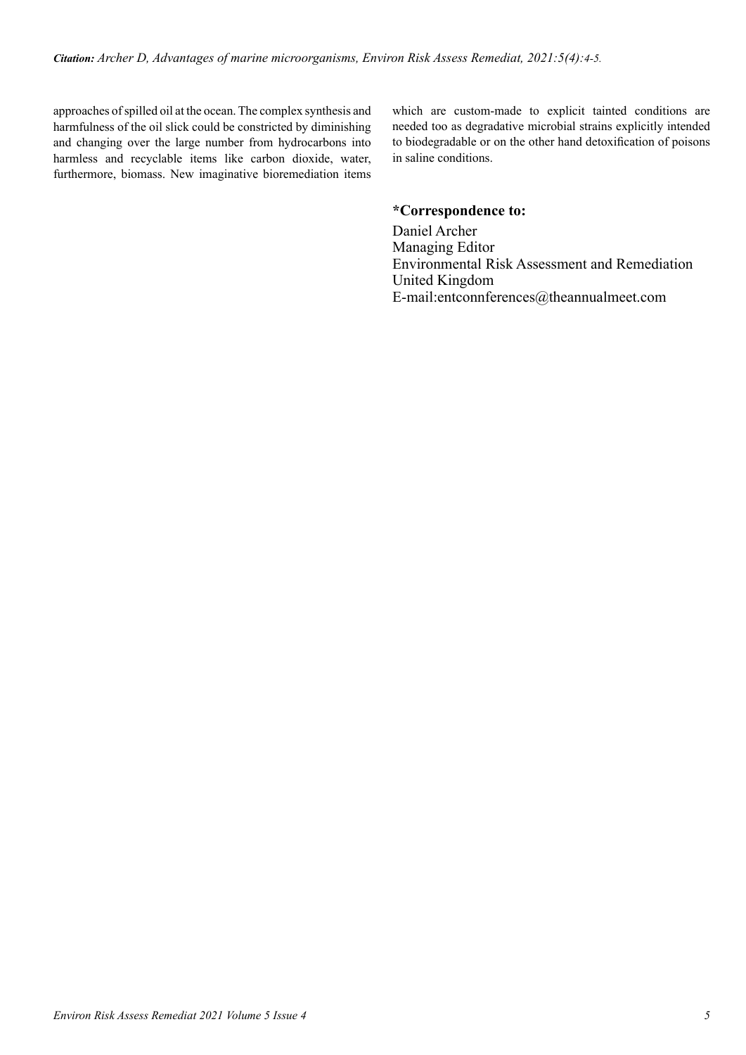approaches of spilled oil at the ocean. The complex synthesis and harmfulness of the oil slick could be constricted by diminishing and changing over the large number from hydrocarbons into harmless and recyclable items like carbon dioxide, water, furthermore, biomass. New imaginative bioremediation items which are custom-made to explicit tainted conditions are needed too as degradative microbial strains explicitly intended to biodegradable or on the other hand detoxification of poisons in saline conditions.

**\*Correspondence to:**

Daniel Archer
Managing Editor
Environmental Risk Assessment and Remediation
United Kingdom
E-mail:entconnferences@theannualmeet.com